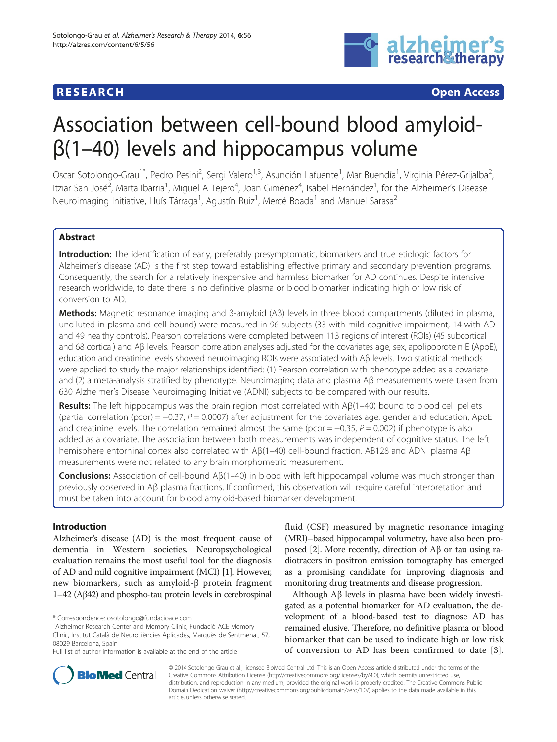RESEARCH Open Access

# Association between cell-bound blood amyloid-β(1–40) levels and hippocampus volume

Oscar Sotolongo-Grau[1*], Pedro Pesini[2], Sergi Valero[1,3], Asunción Lafuente[1], Mar Buendía[1], Virginia Pérez-Grijalba[2], Itziar San José[2], Marta Ibarria[1], Miguel A Tejero[4], Joan Giménez[4], Isabel Hernández[1], for the Alzheimer's Disease Neuroimaging Initiative, Lluís Tárraga[1], Agustín Ruiz[1], Mercé Boada[1] and Manuel Sarasa[2]

## Abstract

**Introduction:** The identification of early, preferably presymptomatic, biomarkers and true etiologic factors for Alzheimer's disease (AD) is the first step toward establishing effective primary and secondary prevention programs. Consequently, the search for a relatively inexpensive and harmless biomarker for AD continues. Despite intensive research worldwide, to date there is no definitive plasma or blood biomarker indicating high or low risk of conversion to AD.

**Methods:** Magnetic resonance imaging and β-amyloid (Aβ) levels in three blood compartments (diluted in plasma, undiluted in plasma and cell-bound) were measured in 96 subjects (33 with mild cognitive impairment, 14 with AD and 49 healthy controls). Pearson correlations were completed between 113 regions of interest (ROIs) (45 subcortical and 68 cortical) and Aβ levels. Pearson correlation analyses adjusted for the covariates age, sex, apolipoprotein E (ApoE), education and creatinine levels showed neuroimaging ROIs were associated with Aβ levels. Two statistical methods were applied to study the major relationships identified: (1) Pearson correlation with phenotype added as a covariate and (2) a meta-analysis stratified by phenotype. Neuroimaging data and plasma Aβ measurements were taken from 630 Alzheimer's Disease Neuroimaging Initiative (ADNI) subjects to be compared with our results.

**Results:** The left hippocampus was the brain region most correlated with Aβ(1–40) bound to blood cell pellets (partial correlation (pcor) = −0.37, $P = 0.0007$) after adjustment for the covariates age, gender and education, ApoE and creatinine levels. The correlation remained almost the same (pcor = −0.35, $P = 0.002$) if phenotype is also added as a covariate. The association between both measurements was independent of cognitive status. The left hemisphere entorhinal cortex also correlated with Aβ(1–40) cell-bound fraction. AB128 and ADNI plasma Aβ measurements were not related to any brain morphometric measurement.

**Conclusions:** Association of cell-bound Aβ(1–40) in blood with left hippocampal volume was much stronger than previously observed in Aβ plasma fractions. If confirmed, this observation will require careful interpretation and must be taken into account for blood amyloid-based biomarker development.

## Introduction

Alzheimer's disease (AD) is the most frequent cause of dementia in Western societies. Neuropsychological evaluation remains the most useful tool for the diagnosis of AD and mild cognitive impairment (MCI) [1]. However, new biomarkers, such as amyloid-β protein fragment 1–42 (Aβ42) and phospho-tau protein levels in cerebrospinal fluid (CSF) measured by magnetic resonance imaging (MRI)–based hippocampal volumetry, have also been proposed [2]. More recently, direction of Aβ or tau using radiotracers in positron emission tomography has emerged as a promising candidate for improving diagnosis and monitoring drug treatments and disease progression.

Although Aβ levels in plasma have been widely investigated as a potential biomarker for AD evaluation, the development of a blood-based test to diagnose AD has remained elusive. Therefore, no definitive plasma or blood biomarker that can be used to indicate high or low risk of conversion to AD has been confirmed to date [3].

\* Correspondence: osotolongo@fundacioace.com
[1]Alzheimer Research Center and Memory Clinic, Fundació ACE Memory Clinic, Institut Català de Neurociències Aplicades, Marquès de Sentmenat, 57, 08029 Barcelona, Spain
Full list of author information is available at the end of the article

© 2014 Sotolongo-Grau et al.; licensee BioMed Central Ltd. This is an Open Access article distributed under the terms of the Creative Commons Attribution License (http://creativecommons.org/licenses/by/4.0), which permits unrestricted use, distribution, and reproduction in any medium, provided the original work is properly credited. The Creative Commons Public Domain Dedication waiver (http://creativecommons.org/publicdomain/zero/1.0/) applies to the data made available in this article, unless otherwise stated.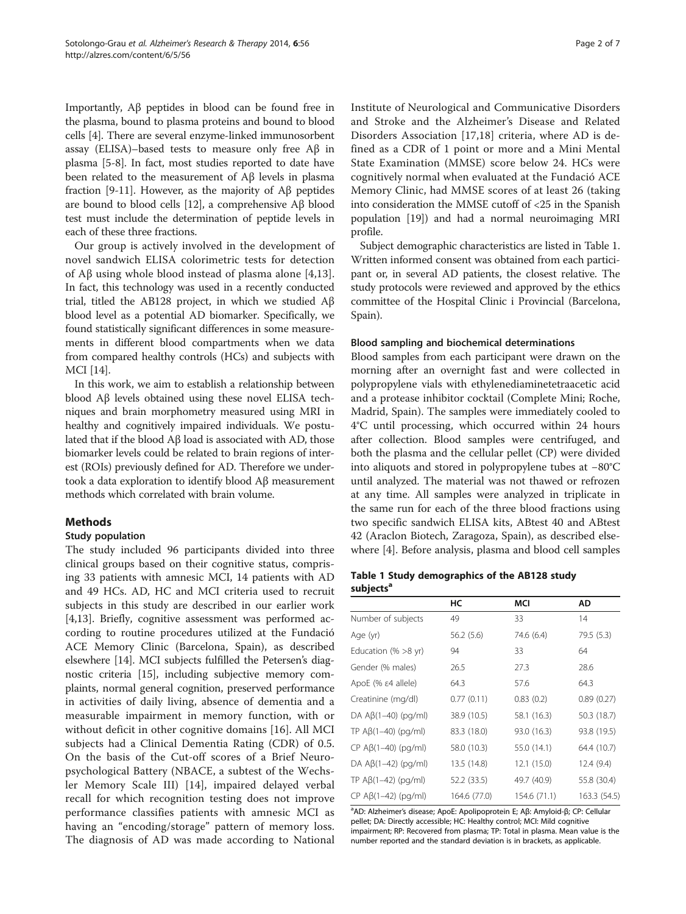Importantly, Aβ peptides in blood can be found free in the plasma, bound to plasma proteins and bound to blood cells [4]. There are several enzyme-linked immunosorbent assay (ELISA)–based tests to measure only free Aβ in plasma [5-8]. In fact, most studies reported to date have been related to the measurement of Aβ levels in plasma fraction [9-11]. However, as the majority of Aβ peptides are bound to blood cells [12], a comprehensive Aβ blood test must include the determination of peptide levels in each of these three fractions.

Our group is actively involved in the development of novel sandwich ELISA colorimetric tests for detection of Aβ using whole blood instead of plasma alone [4,13]. In fact, this technology was used in a recently conducted trial, titled the AB128 project, in which we studied Aβ blood level as a potential AD biomarker. Specifically, we found statistically significant differences in some measurements in different blood compartments when we data from compared healthy controls (HCs) and subjects with MCI [14].

In this work, we aim to establish a relationship between blood Aβ levels obtained using these novel ELISA techniques and brain morphometry measured using MRI in healthy and cognitively impaired individuals. We postulated that if the blood Aβ load is associated with AD, those biomarker levels could be related to brain regions of interest (ROIs) previously defined for AD. Therefore we undertook a data exploration to identify blood Aβ measurement methods which correlated with brain volume.

## Methods

### Study population

The study included 96 participants divided into three clinical groups based on their cognitive status, comprising 33 patients with amnesic MCI, 14 patients with AD and 49 HCs. AD, HC and MCI criteria used to recruit subjects in this study are described in our earlier work [4,13]. Briefly, cognitive assessment was performed according to routine procedures utilized at the Fundació ACE Memory Clinic (Barcelona, Spain), as described elsewhere [14]. MCI subjects fulfilled the Petersen's diagnostic criteria [15], including subjective memory complaints, normal general cognition, preserved performance in activities of daily living, absence of dementia and a measurable impairment in memory function, with or without deficit in other cognitive domains [16]. All MCI subjects had a Clinical Dementia Rating (CDR) of 0.5. On the basis of the Cut-off scores of a Brief Neuropsychological Battery (NBACE, a subtest of the Wechsler Memory Scale III) [14], impaired delayed verbal recall for which recognition testing does not improve performance classifies patients with amnesic MCI as having an "encoding/storage" pattern of memory loss. The diagnosis of AD was made according to National Institute of Neurological and Communicative Disorders and Stroke and the Alzheimer's Disease and Related Disorders Association [17,18] criteria, where AD is defined as a CDR of 1 point or more and a Mini Mental State Examination (MMSE) score below 24. HCs were cognitively normal when evaluated at the Fundació ACE Memory Clinic, had MMSE scores of at least 26 (taking into consideration the MMSE cutoff of <25 in the Spanish population [19]) and had a normal neuroimaging MRI profile.

Subject demographic characteristics are listed in Table 1. Written informed consent was obtained from each participant or, in several AD patients, the closest relative. The study protocols were reviewed and approved by the ethics committee of the Hospital Clinic i Provincial (Barcelona, Spain).

### Blood sampling and biochemical determinations

Blood samples from each participant were drawn on the morning after an overnight fast and were collected in polypropylene vials with ethylenediaminetetraacetic acid and a protease inhibitor cocktail (Complete Mini; Roche, Madrid, Spain). The samples were immediately cooled to 4°C until processing, which occurred within 24 hours after collection. Blood samples were centrifuged, and both the plasma and the cellular pellet (CP) were divided into aliquots and stored in polypropylene tubes at −80°C until analyzed. The material was not thawed or refrozen at any time. All samples were analyzed in triplicate in the same run for each of the three blood fractions using two specific sandwich ELISA kits, ABtest 40 and ABtest 42 (Araclon Biotech, Zaragoza, Spain), as described elsewhere [4]. Before analysis, plasma and blood cell samples

**Table 1 Study demographics of the AB128 study subjects[a]**

| | HC | MCI | AD |
|---|---|---|---|
| Number of subjects | 49 | 33 | 14 |
| Age (yr) | 56.2 (5.6) | 74.6 (6.4) | 79.5 (5.3) |
| Education (% >8 yr) | 94 | 33 | 64 |
| Gender (% males) | 26.5 | 27.3 | 28.6 |
| ApoE (% ε4 allele) | 64.3 | 57.6 | 64.3 |
| Creatinine (mg/dl) | 0.77 (0.11) | 0.83 (0.2) | 0.89 (0.27) |
| DA Aβ(1–40) (pg/ml) | 38.9 (10.5) | 58.1 (16.3) | 50.3 (18.7) |
| TP Aβ(1–40) (pg/ml) | 83.3 (18.0) | 93.0 (16.3) | 93.8 (19.5) |
| CP Aβ(1–40) (pg/ml) | 58.0 (10.3) | 55.0 (14.1) | 64.4 (10.7) |
| DA Aβ(1–42) (pg/ml) | 13.5 (14.8) | 12.1 (15.0) | 12.4 (9.4) |
| TP Aβ(1–42) (pg/ml) | 52.2 (33.5) | 49.7 (40.9) | 55.8 (30.4) |
| CP Aβ(1–42) (pg/ml) | 164.6 (77.0) | 154.6 (71.1) | 163.3 (54.5) |

[a]AD: Alzheimer's disease; ApoE: Apolipoprotein E; Aβ: Amyloid-β; CP: Cellular pellet; DA: Directly accessible; HC: Healthy control; MCI: Mild cognitive impairment; RP: Recovered from plasma; TP: Total in plasma. Mean value is the number reported and the standard deviation is in brackets, as applicable.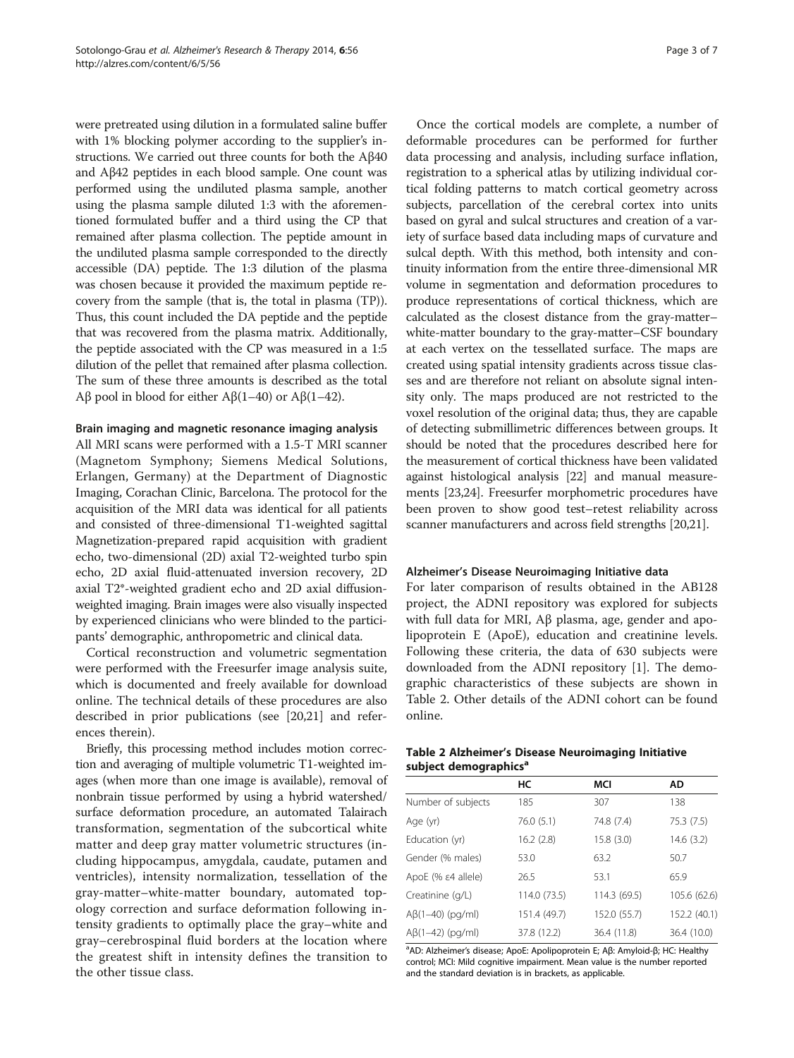were pretreated using dilution in a formulated saline buffer with 1% blocking polymer according to the supplier's instructions. We carried out three counts for both the Aβ40 and Aβ42 peptides in each blood sample. One count was performed using the undiluted plasma sample, another using the plasma sample diluted 1:3 with the aforementioned formulated buffer and a third using the CP that remained after plasma collection. The peptide amount in the undiluted plasma sample corresponded to the directly accessible (DA) peptide. The 1:3 dilution of the plasma was chosen because it provided the maximum peptide recovery from the sample (that is, the total in plasma (TP)). Thus, this count included the DA peptide and the peptide that was recovered from the plasma matrix. Additionally, the peptide associated with the CP was measured in a 1:5 dilution of the pellet that remained after plasma collection. The sum of these three amounts is described as the total Aβ pool in blood for either Aβ(1–40) or Aβ(1–42).

#### Brain imaging and magnetic resonance imaging analysis

All MRI scans were performed with a 1.5-T MRI scanner (Magnetom Symphony; Siemens Medical Solutions, Erlangen, Germany) at the Department of Diagnostic Imaging, Corachan Clinic, Barcelona. The protocol for the acquisition of the MRI data was identical for all patients and consisted of three-dimensional T1-weighted sagittal Magnetization-prepared rapid acquisition with gradient echo, two-dimensional (2D) axial T2-weighted turbo spin echo, 2D axial fluid-attenuated inversion recovery, 2D axial T2*-weighted gradient echo and 2D axial diffusion-weighted imaging. Brain images were also visually inspected by experienced clinicians who were blinded to the participants' demographic, anthropometric and clinical data.

Cortical reconstruction and volumetric segmentation were performed with the Freesurfer image analysis suite, which is documented and freely available for download online. The technical details of these procedures are also described in prior publications (see [20,21] and references therein).

Briefly, this processing method includes motion correction and averaging of multiple volumetric T1-weighted images (when more than one image is available), removal of nonbrain tissue performed by using a hybrid watershed/surface deformation procedure, an automated Talairach transformation, segmentation of the subcortical white matter and deep gray matter volumetric structures (including hippocampus, amygdala, caudate, putamen and ventricles), intensity normalization, tessellation of the gray-matter–white-matter boundary, automated topology correction and surface deformation following intensity gradients to optimally place the gray–white and gray–cerebrospinal fluid borders at the location where the greatest shift in intensity defines the transition to the other tissue class.

Once the cortical models are complete, a number of deformable procedures can be performed for further data processing and analysis, including surface inflation, registration to a spherical atlas by utilizing individual cortical folding patterns to match cortical geometry across subjects, parcellation of the cerebral cortex into units based on gyral and sulcal structures and creation of a variety of surface based data including maps of curvature and sulcal depth. With this method, both intensity and continuity information from the entire three-dimensional MR volume in segmentation and deformation procedures to produce representations of cortical thickness, which are calculated as the closest distance from the gray-matter–white-matter boundary to the gray-matter–CSF boundary at each vertex on the tessellated surface. The maps are created using spatial intensity gradients across tissue classes and are therefore not reliant on absolute signal intensity only. The maps produced are not restricted to the voxel resolution of the original data; thus, they are capable of detecting submillimetric differences between groups. It should be noted that the procedures described here for the measurement of cortical thickness have been validated against histological analysis [22] and manual measurements [23,24]. Freesurfer morphometric procedures have been proven to show good test–retest reliability across scanner manufacturers and across field strengths [20,21].

#### Alzheimer's Disease Neuroimaging Initiative data

For later comparison of results obtained in the AB128 project, the ADNI repository was explored for subjects with full data for MRI, Aβ plasma, age, gender and apolipoprotein E (ApoE), education and creatinine levels. Following these criteria, the data of 630 subjects were downloaded from the ADNI repository [1]. The demographic characteristics of these subjects are shown in Table 2. Other details of the ADNI cohort can be found online.

**Table 2 Alzheimer's Disease Neuroimaging Initiative subject demographics[a]**

| | HC | MCI | AD |
|---|---|---|---|
| Number of subjects | 185 | 307 | 138 |
| Age (yr) | 76.0 (5.1) | 74.8 (7.4) | 75.3 (7.5) |
| Education (yr) | 16.2 (2.8) | 15.8 (3.0) | 14.6 (3.2) |
| Gender (% males) | 53.0 | 63.2 | 50.7 |
| ApoE (% ε4 allele) | 26.5 | 53.1 | 65.9 |
| Creatinine (g/L) | 114.0 (73.5) | 114.3 (69.5) | 105.6 (62.6) |
| Aβ(1–40) (pg/ml) | 151.4 (49.7) | 152.0 (55.7) | 152.2 (40.1) |
| Aβ(1–42) (pg/ml) | 37.8 (12.2) | 36.4 (11.8) | 36.4 (10.0) |

[a]AD: Alzheimer's disease; ApoE: Apolipoprotein E; Aβ: Amyloid-β; HC: Healthy control; MCI: Mild cognitive impairment. Mean value is the number reported and the standard deviation is in brackets, as applicable.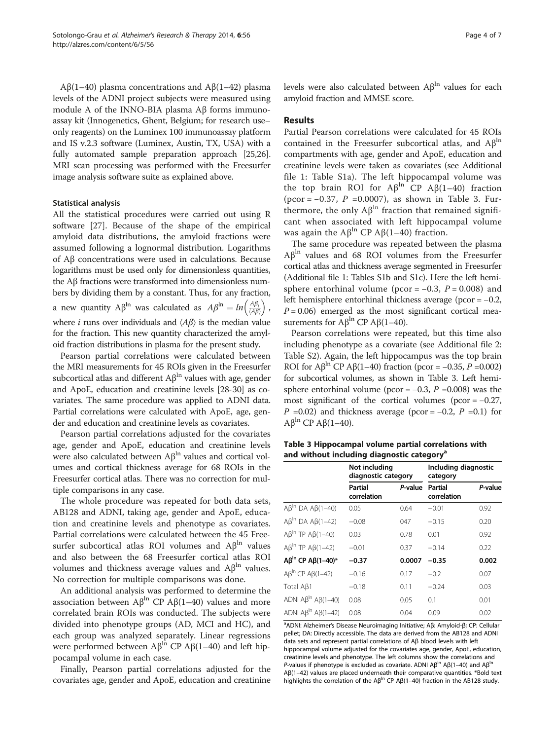Aβ(1–40) plasma concentrations and Aβ(1–42) plasma levels of the ADNI project subjects were measured using module A of the INNO-BIA plasma Aβ forms immunoassay kit (Innogenetics, Ghent, Belgium; for research use–only reagents) on the Luminex 100 immunoassay platform and IS v.2.3 software (Luminex, Austin, TX, USA) with a fully automated sample preparation approach [25,26]. MRI scan processing was performed with the Freesurfer image analysis software suite as explained above.

### Statistical analysis

All the statistical procedures were carried out using R software [27]. Because of the shape of the empirical amyloid data distributions, the amyloid fractions were assumed following a lognormal distribution. Logarithms of Aβ concentrations were used in calculations. Because logarithms must be used only for dimensionless quantities, the Aβ fractions were transformed into dimensionless numbers by dividing them by a constant. Thus, for any fraction, a new quantity $A\beta^{ln}$ was calculated as $A\beta^{ln} = ln\left(\frac{A\beta_i}{\langle A\beta \rangle}\right)$, where $i$ runs over individuals and $\langle A\beta \rangle$ is the median value for the fraction. This new quantity characterized the amyloid fraction distributions in plasma for the present study.

Pearson partial correlations were calculated between the MRI measurements for 45 ROIs given in the Freesurfer subcortical atlas and different $A\beta^{ln}$ values with age, gender and ApoE, education and creatinine levels [28-30] as covariates. The same procedure was applied to ADNI data. Partial correlations were calculated with ApoE, age, gender and education and creatinine levels as covariates.

Pearson partial correlations adjusted for the covariates age, gender and ApoE, education and creatinine levels were also calculated between $A\beta^{ln}$ values and cortical volumes and cortical thickness average for 68 ROIs in the Freesurfer cortical atlas. There was no correction for multiple comparisons in any case.

The whole procedure was repeated for both data sets, AB128 and ADNI, taking age, gender and ApoE, education and creatinine levels and phenotype as covariates. Partial correlations were calculated between the 45 Freesurfer subcortical atlas ROI volumes and $A\beta^{ln}$ values and also between the 68 Freesurfer cortical atlas ROI volumes and thickness average values and $A\beta^{ln}$ values. No correction for multiple comparisons was done.

An additional analysis was performed to determine the association between $A\beta^{ln}$ CP Aβ(1–40) values and more correlated brain ROIs was conducted. The subjects were divided into phenotype groups (AD, MCI and HC), and each group was analyzed separately. Linear regressions were performed between $A\beta^{ln}$ CP Aβ(1–40) and left hippocampal volume in each case.

Finally, Pearson partial correlations adjusted for the covariates age, gender and ApoE, education and creatinine levels were also calculated between $A\beta^{ln}$ values for each amyloid fraction and MMSE score.

## Results

Partial Pearson correlations were calculated for 45 ROIs contained in the Freesurfer subcortical atlas, and $A\beta^{ln}$ compartments with age, gender and ApoE, education and creatinine levels were taken as covariates (see Additional file 1: Table S1a). The left hippocampal volume was the top brain ROI for $A\beta^{ln}$ CP Aβ(1–40) fraction (pcor = −0.37, $P$ =0.0007), as shown in Table 3. Furthermore, the only $A\beta^{ln}$ fraction that remained significant when associated with left hippocampal volume was again the $A\beta^{ln}$ CP Aβ(1–40) fraction.

The same procedure was repeated between the plasma $A\beta^{ln}$ values and 68 ROI volumes from the Freesurfer cortical atlas and thickness average segmented in Freesurfer (Additional file 1: Tables S1b and S1c). Here the left hemisphere entorhinal volume (pcor = −0.3, $P$ = 0.008) and left hemisphere entorhinal thickness average (pcor = −0.2, $P$ = 0.06) emerged as the most significant cortical measurements for $A\beta^{ln}$ CP Aβ(1–40).

Pearson correlations were repeated, but this time also including phenotype as a covariate (see Additional file 2: Table S2). Again, the left hippocampus was the top brain ROI for $A\beta^{ln}$ CP Aβ(1–40) fraction (pcor = −0.35, $P$ =0.002) for subcortical volumes, as shown in Table 3. Left hemisphere entorhinal volume (pcor = −0.3, $P$ =0.008) was the most significant of the cortical volumes (pcor = −0.27, $P$ =0.02) and thickness average (pcor = −0.2, $P$ =0.1) for $A\beta^{ln}$ CP Aβ(1–40).

**Table 3 Hippocampal volume partial correlations with and without including diagnostic category[a]**

| | Not including diagnostic category | | Including diagnostic category | |
|---|---|---|---|---|
| | Partial correlation | *P*-value | Partial correlation | *P*-value |
| $A\beta^{ln}$ DA Aβ(1–40) | 0.05 | 0.64 | −0.01 | 0.92 |
| $A\beta^{ln}$ DA Aβ(1–42) | −0.08 | 047 | −0.15 | 0.20 |
| $A\beta^{ln}$ TP Aβ(1–40) | 0.03 | 0.78 | 0.01 | 0.92 |
| $A\beta^{ln}$ TP Aβ(1–42) | −0.01 | 0.37 | −0.14 | 0.22 |
| **$A\beta^{ln}$ CP Aβ(1–40)*** | **−0.37** | **0.0007** | **−0.35** | **0.002** |
| $A\beta^{ln}$ CP Aβ(1–42) | −0.16 | 0.17 | −0.2 | 0.07 |
| Total Aβ1 | −0.18 | 0.11 | −0.24 | 0.03 |
| ADNI $A\beta^{ln}$ Aβ(1–40) | 0.08 | 0.05 | 0.1 | 0.01 |
| ADNI $A\beta^{ln}$ Aβ(1–42) | 0.08 | 0.04 | 0.09 | 0.02 |

[a]ADNI: Alzheimer's Disease Neuroimaging Initiative; Aβ: Amyloid-β; CP: Cellular pellet; DA: Directly accessible. The data are derived from the AB128 and ADNI data sets and represent partial correlations of Aβ blood levels with left hippocampal volume adjusted for the covariates age, gender, ApoE, education, creatinine levels and phenotype. The left columns show the correlations and *P*-values if phenotype is excluded as covariate. ADNI $A\beta^{ln}$ Aβ(1–40) and $A\beta^{ln}$ Aβ(1–42) values are placed underneath their comparative quantities. *Bold text highlights the correlation of the $A\beta^{ln}$ CP Aβ(1–40) fraction in the AB128 study.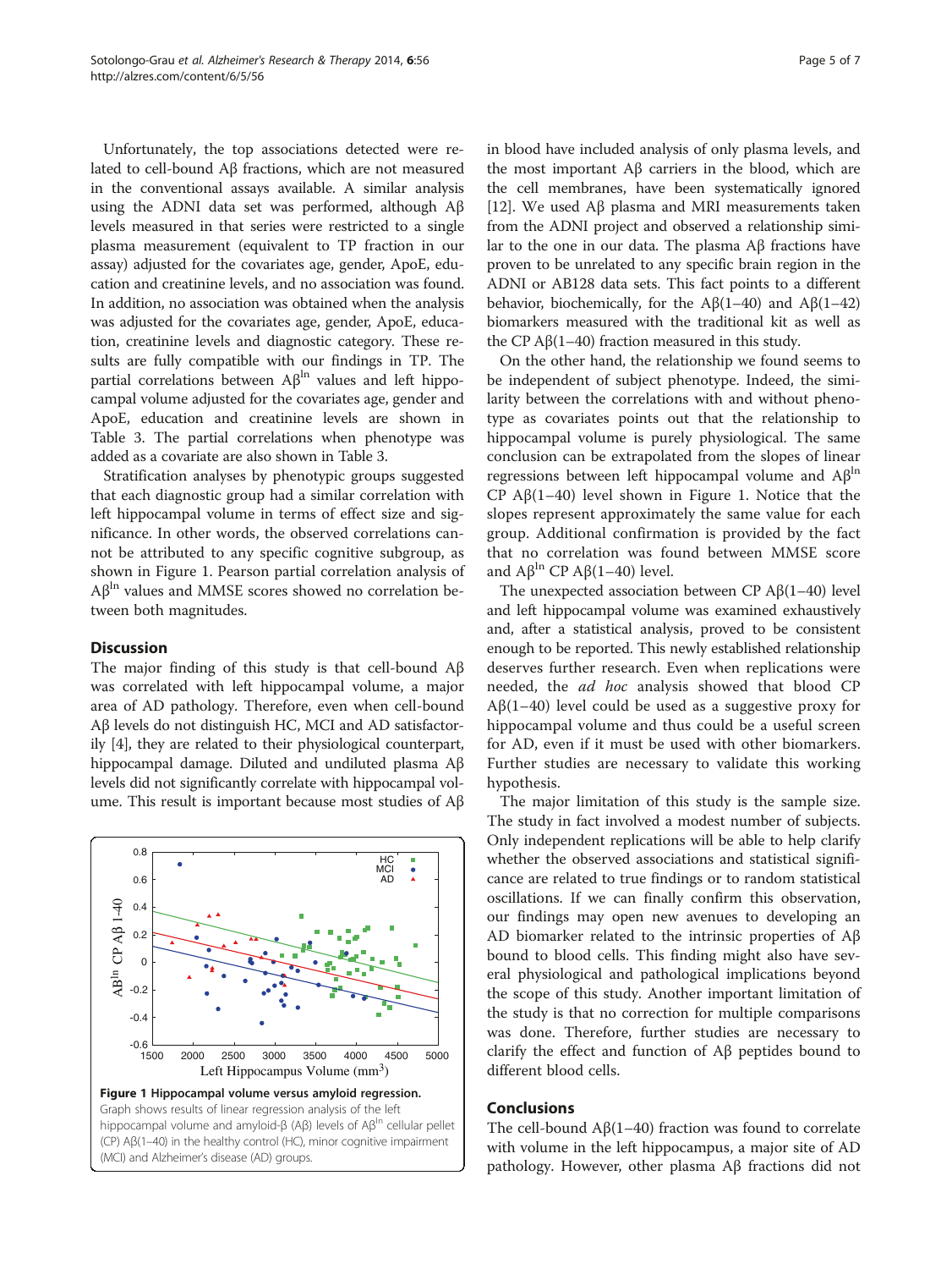Unfortunately, the top associations detected were related to cell-bound Aβ fractions, which are not measured in the conventional assays available. A similar analysis using the ADNI data set was performed, although Aβ levels measured in that series were restricted to a single plasma measurement (equivalent to TP fraction in our assay) adjusted for the covariates age, gender, ApoE, education and creatinine levels, and no association was found. In addition, no association was obtained when the analysis was adjusted for the covariates age, gender, ApoE, education, creatinine levels and diagnostic category. These results are fully compatible with our findings in TP. The partial correlations between $A\beta^{ln}$ values and left hippocampal volume adjusted for the covariates age, gender and ApoE, education and creatinine levels are shown in Table 3. The partial correlations when phenotype was added as a covariate are also shown in Table 3.

Stratification analyses by phenotypic groups suggested that each diagnostic group had a similar correlation with left hippocampal volume in terms of effect size and significance. In other words, the observed correlations cannot be attributed to any specific cognitive subgroup, as shown in Figure 1. Pearson partial correlation analysis of $A\beta^{ln}$ values and MMSE scores showed no correlation between both magnitudes.

## Discussion

The major finding of this study is that cell-bound Aβ was correlated with left hippocampal volume, a major area of AD pathology. Therefore, even when cell-bound Aβ levels do not distinguish HC, MCI and AD satisfactorily [4], they are related to their physiological counterpart, hippocampal damage. Diluted and undiluted plasma Aβ levels did not significantly correlate with hippocampal volume. This result is important because most studies of Aβ in blood have included analysis of only plasma levels, and the most important Aβ carriers in the blood, which are the cell membranes, have been systematically ignored [12]. We used Aβ plasma and MRI measurements taken from the ADNI project and observed a relationship similar to the one in our data. The plasma Aβ fractions have proven to be unrelated to any specific brain region in the ADNI or AB128 data sets. This fact points to a different behavior, biochemically, for the Aβ(1–40) and Aβ(1–42) biomarkers measured with the traditional kit as well as the CP Aβ(1–40) fraction measured in this study.

On the other hand, the relationship we found seems to be independent of subject phenotype. Indeed, the similarity between the correlations with and without phenotype as covariates points out that the relationship to hippocampal volume is purely physiological. The same conclusion can be extrapolated from the slopes of linear regressions between left hippocampal volume and $A\beta^{ln}$ CP Aβ(1–40) level shown in Figure 1. Notice that the slopes represent approximately the same value for each group. Additional confirmation is provided by the fact that no correlation was found between MMSE score and $A\beta^{ln}$ CP Aβ(1–40) level.

The unexpected association between CP Aβ(1–40) level and left hippocampal volume was examined exhaustively and, after a statistical analysis, proved to be consistent enough to be reported. This newly established relationship deserves further research. Even when replications were needed, the *ad hoc* analysis showed that blood CP Aβ(1–40) level could be used as a suggestive proxy for hippocampal volume and thus could be a useful screen for AD, even if it must be used with other biomarkers. Further studies are necessary to validate this working hypothesis.

The major limitation of this study is the sample size. The study in fact involved a modest number of subjects. Only independent replications will be able to help clarify whether the observed associations and statistical significance are related to true findings or to random statistical oscillations. If we can finally confirm this observation, our findings may open new avenues to developing an AD biomarker related to the intrinsic properties of Aβ bound to blood cells. This finding might also have several physiological and pathological implications beyond the scope of this study. Another important limitation of the study is that no correction for multiple comparisons was done. Therefore, further studies are necessary to clarify the effect and function of Aβ peptides bound to different blood cells.

**Figure 1 Hippocampal volume versus amyloid regression.** Graph shows results of linear regression analysis of the left hippocampal volume and amyloid-β (Aβ) levels of $A\beta^{ln}$ cellular pellet (CP) Aβ(1–40) in the healthy control (HC), minor cognitive impairment (MCI) and Alzheimer's disease (AD) groups.

## Conclusions

The cell-bound Aβ(1–40) fraction was found to correlate with volume in the left hippocampus, a major site of AD pathology. However, other plasma Aβ fractions did not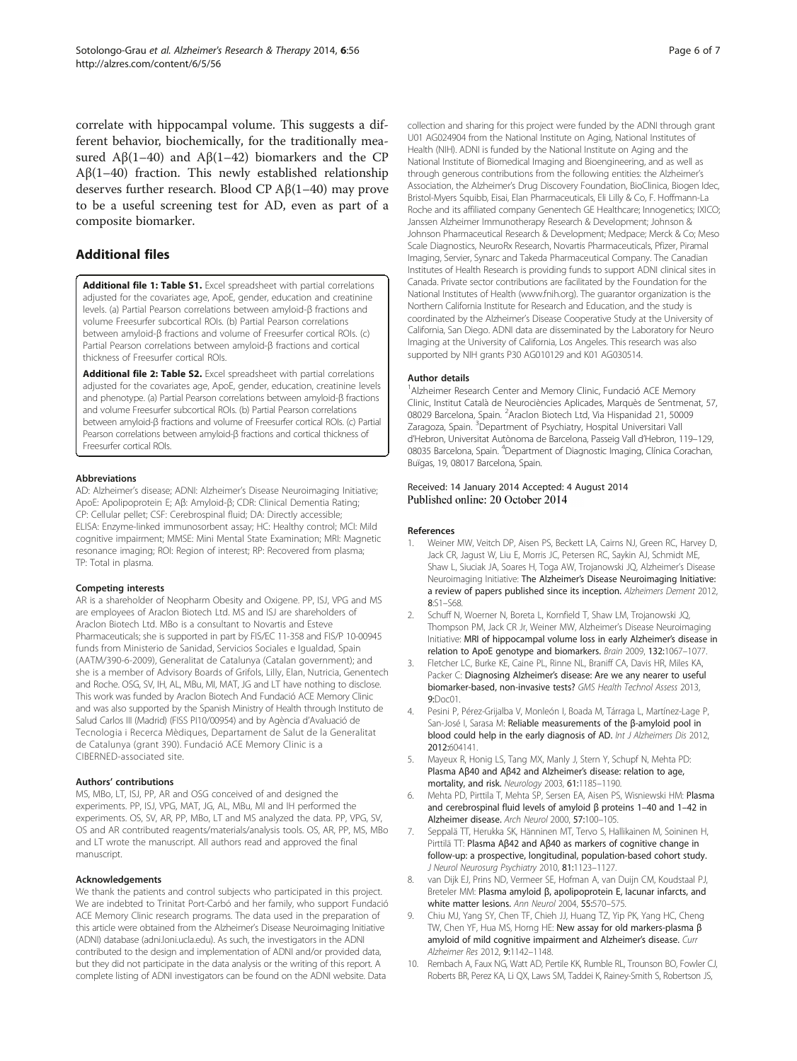correlate with hippocampal volume. This suggests a different behavior, biochemically, for the traditionally measured Aβ(1–40) and Aβ(1–42) biomarkers and the CP Aβ(1–40) fraction. This newly established relationship deserves further research. Blood CP Aβ(1–40) may prove to be a useful screening test for AD, even as part of a composite biomarker.

## Additional files

**Additional file 1: Table S1.** Excel spreadsheet with partial correlations adjusted for the covariates age, ApoE, gender, education and creatinine levels. (a) Partial Pearson correlations between amyloid-β fractions and volume Freesurfer subcortical ROIs. (b) Partial Pearson correlations between amyloid-β fractions and volume of Freesurfer cortical ROIs. (c) Partial Pearson correlations between amyloid-β fractions and cortical thickness of Freesurfer cortical ROIs.

**Additional file 2: Table S2.** Excel spreadsheet with partial correlations adjusted for the covariates age, ApoE, gender, education, creatinine levels and phenotype. (a) Partial Pearson correlations between amyloid-β fractions and volume Freesurfer subcortical ROIs. (b) Partial Pearson correlations between amyloid-β fractions and volume of Freesurfer cortical ROIs. (c) Partial Pearson correlations between amyloid-β fractions and cortical thickness of Freesurfer cortical ROIs.

#### Abbreviations

AD: Alzheimer's disease; ADNI: Alzheimer's Disease Neuroimaging Initiative; ApoE: Apolipoprotein E; Aβ: Amyloid-β; CDR: Clinical Dementia Rating; CP: Cellular pellet; CSF: Cerebrospinal fluid; DA: Directly accessible; ELISA: Enzyme-linked immunosorbent assay; HC: Healthy control; MCI: Mild cognitive impairment; MMSE: Mini Mental State Examination; MRI: Magnetic resonance imaging; ROI: Region of interest; RP: Recovered from plasma; TP: Total in plasma.

#### Competing interests

AR is a shareholder of Neopharm Obesity and Oxigene. PP, ISJ, VPG and MS are employees of Araclon Biotech Ltd. MS and ISJ are shareholders of Araclon Biotech Ltd. MBo is a consultant to Novartis and Esteve Pharmaceuticals; she is supported in part by FIS/EC 11-358 and FIS/P 10-00945 funds from Ministerio de Sanidad, Servicios Sociales e Igualdad, Spain (AATM/390-6-2009), Generalitat de Catalunya (Catalan government); and she is a member of Advisory Boards of Grifols, Lilly, Elan, Nutricia, Genentech and Roche. OSG, SV, IH, AL, MBu, MI, MAT, JG and LT have nothing to disclose. This work was funded by Araclon Biotech And Fundació ACE Memory Clinic and was also supported by the Spanish Ministry of Health through Instituto de Salud Carlos III (Madrid) (FISS PI10/00954) and by Agència d'Avaluació de Tecnologia i Recerca Mèdiques, Departament de Salut de la Generalitat de Catalunya (grant 390). Fundació ACE Memory Clinic is a CIBERNED-associated site.

#### Authors' contributions

MS, MBo, LT, ISJ, PP, AR and OSG conceived of and designed the experiments. PP, ISJ, VPG, MAT, JG, AL, MBu, MI and IH performed the experiments. OS, SV, AR, PP, MBo, LT and MS analyzed the data. PP, VPG, SV, OS and AR contributed reagents/materials/analysis tools. OS, AR, PP, MS, MBo and LT wrote the manuscript. All authors read and approved the final manuscript.

#### Acknowledgements

We thank the patients and control subjects who participated in this project. We are indebted to Trinitat Port-Carbó and her family, who support Fundació ACE Memory Clinic research programs. The data used in the preparation of this article were obtained from the Alzheimer's Disease Neuroimaging Initiative (ADNI) database (adni.loni.ucla.edu). As such, the investigators in the ADNI contributed to the design and implementation of ADNI and/or provided data, but they did not participate in the data analysis or the writing of this report. A complete listing of ADNI investigators can be found on the ADNI website. Data collection and sharing for this project were funded by the ADNI through grant U01 AG024904 from the National Institute on Aging, National Institutes of Health (NIH). ADNI is funded by the National Institute on Aging and the National Institute of Biomedical Imaging and Bioengineering, and as well as through generous contributions from the following entities: the Alzheimer's Association, the Alzheimer's Drug Discovery Foundation, BioClinica, Biogen Idec, Bristol-Myers Squibb, Eisai, Elan Pharmaceuticals, Eli Lilly & Co, F. Hoffmann-La Roche and its affiliated company Genentech GE Healthcare; Innogenetics; IXICO; Janssen Alzheimer Immunotherapy Research & Development; Johnson & Johnson Pharmaceutical Research & Development; Medpace; Merck & Co; Meso Scale Diagnostics, NeuroRx Research, Novartis Pharmaceuticals, Pfizer, Piramal Imaging, Servier, Synarc and Takeda Pharmaceutical Company. The Canadian Institutes of Health Research is providing funds to support ADNI clinical sites in Canada. Private sector contributions are facilitated by the Foundation for the National Institutes of Health (www.fnih.org). The guarantor organization is the Northern California Institute for Research and Education, and the study is coordinated by the Alzheimer's Disease Cooperative Study at the University of California, San Diego. ADNI data are disseminated by the Laboratory for Neuro Imaging at the University of California, Los Angeles. This research was also supported by NIH grants P30 AG010129 and K01 AG030514.

#### Author details

[1]Alzheimer Research Center and Memory Clinic, Fundació ACE Memory Clinic, Institut Català de Neurociències Aplicades, Marquès de Sentmenat, 57, 08029 Barcelona, Spain. [2]Araclon Biotech Ltd, Via Hispanidad 21, 50009 Zaragoza, Spain. [3]Department of Psychiatry, Hospital Universitari Vall d'Hebron, Universitat Autònoma de Barcelona, Passeig Vall d'Hebron, 119–129, 08035 Barcelona, Spain. [4]Department of Diagnostic Imaging, Clínica Corachan, Buïgas, 19, 08017 Barcelona, Spain.

Received: 14 January 2014 Accepted: 4 August 2014
Published online: 20 October 2014

#### References

1. Weiner MW, Veitch DP, Aisen PS, Beckett LA, Cairns NJ, Green RC, Harvey D, Jack CR, Jagust W, Liu E, Morris JC, Petersen RC, Saykin AJ, Schmidt ME, Shaw L, Siuciak JA, Soares H, Toga AW, Trojanowski JQ, Alzheimer's Disease Neuroimaging Initiative: **The Alzheimer's Disease Neuroimaging Initiative: a review of papers published since its inception.** *Alzheimers Dement* 2012, **8**:S1–S68.
2. Schuff N, Woerner N, Boreta L, Kornfield T, Shaw LM, Trojanowski JQ, Thompson PM, Jack CR Jr, Weiner MW, Alzheimer's Disease Neuroimaging Initiative: **MRI of hippocampal volume loss in early Alzheimer's disease in relation to ApoE genotype and biomarkers.** *Brain* 2009, **132**:1067–1077.
3. Fletcher LC, Burke KE, Caine PL, Rinne NL, Braniff CA, Davis HR, Miles KA, Packer C: **Diagnosing Alzheimer's disease: Are we any nearer to useful biomarker-based, non-invasive tests?** *GMS Health Technol Assess* 2013, **9**:Doc01.
4. Pesini P, Pérez-Grijalba V, Monleón I, Boada M, Tárraga L, Martínez-Lage P, San-José I, Sarasa M: **Reliable measurements of the β-amyloid pool in blood could help in the early diagnosis of AD.** *Int J Alzheimers Dis* 2012, **2012**:604141.
5. Mayeux R, Honig LS, Tang MX, Manly J, Stern Y, Schupf N, Mehta PD: **Plasma Aβ40 and Aβ42 and Alzheimer's disease: relation to age, mortality, and risk.** *Neurology* 2003, **61**:1185–1190.
6. Mehta PD, Pirttila T, Mehta SP, Sersen EA, Aisen PS, Wisniewski HM: **Plasma and cerebrospinal fluid levels of amyloid β proteins 1–40 and 1–42 in Alzheimer disease.** *Arch Neurol* 2000, **57**:100–105.
7. Seppälä TT, Herukka SK, Hänninen MT, Tervo S, Hallikainen M, Soininen H, Pirttilä TT: **Plasma Aβ42 and Aβ40 as markers of cognitive change in follow-up: a prospective, longitudinal, population-based cohort study.** *J Neurol Neurosurg Psychiatry* 2010, **81**:1123–1127.
8. van Dijk EJ, Prins ND, Vermeer SE, Hofman A, van Duijn CM, Koudstaal PJ, Breteler MM: **Plasma amyloid β, apolipoprotein E, lacunar infarcts, and white matter lesions.** *Ann Neurol* 2004, **55**:570–575.
9. Chiu MJ, Yang SY, Chen TF, Chieh JJ, Huang TZ, Yip PK, Yang HC, Cheng TW, Chen YF, Hua MS, Horng HE: **New assay for old markers-plasma β amyloid of mild cognitive impairment and Alzheimer's disease.** *Curr Alzheimer Res* 2012, **9**:1142–1148.
10. Rembach A, Faux NG, Watt AD, Pertile KK, Rumble RL, Trounson BO, Fowler CJ, Roberts BR, Perez KA, Li QX, Laws SM, Taddei K, Rainey-Smith S, Robertson JS,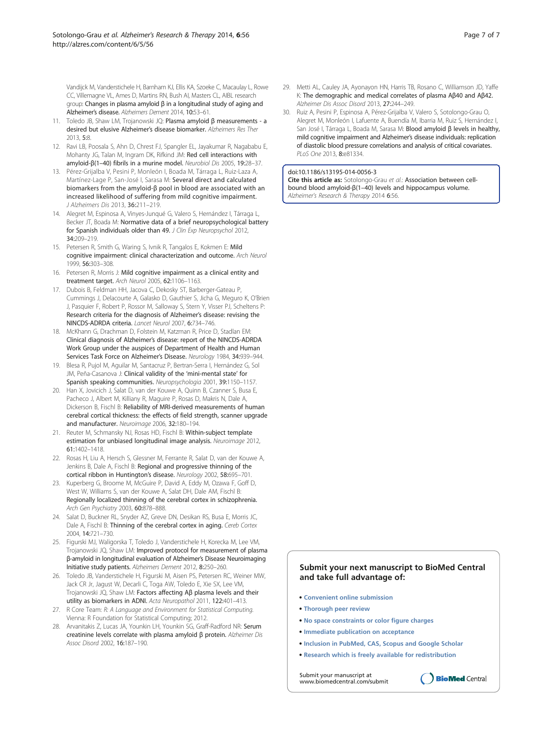Vandijck M, Vanderstichele H, Barnham KJ, Ellis KA, Szoeke C, Macaulay L, Rowe CC, Villemagne VL, Ames D, Martins RN, Bush AI, Masters CL, AIBL research group: **Changes in plasma amyloid β in a longitudinal study of aging and Alzheimer's disease.** *Alzheimers Dement* 2014, **10:**53–61.

11. Toledo JB, Shaw LM, Trojanowski JQ: **Plasma amyloid β measurements - a desired but elusive Alzheimer's disease biomarker.** *Alzheimers Res Ther* 2013, **5:**8.
12. Ravi LB, Poosala S, Ahn D, Chrest FJ, Spangler EL, Jayakumar R, Nagababu E, Mohanty JG, Talan M, Ingram DK, Rifkind JM: **Red cell interactions with amyloid-β(1–40) fibrils in a murine model.** *Neurobiol Dis* 2005, **19:**28–37.
13. Pérez-Grijalba V, Pesini P, Monleón I, Boada M, Tárraga L, Ruiz-Laza A, Martínez-Lage P, San-José I, Sarasa M: **Several direct and calculated biomarkers from the amyloid-β pool in blood are associated with an increased likelihood of suffering from mild cognitive impairment.** *J Alzheimers Dis* 2013, **36:**211–219.
14. Alegret M, Espinosa A, Vinyes-Junqué G, Valero S, Hernández I, Tárraga L, Becker JT, Boada M: **Normative data of a brief neuropsychological battery for Spanish individuals older than 49.** *J Clin Exp Neuropsychol* 2012, **34:**209–219.
15. Petersen R, Smith G, Waring S, Ivnik R, Tangalos E, Kokmen E: **Mild cognitive impairment: clinical characterization and outcome.** *Arch Neurol* 1999, **56:**303–308.
16. Petersen R, Morris J: **Mild cognitive impairment as a clinical entity and treatment target.** *Arch Neurol* 2005, **62:**1106–1163.
17. Dubois B, Feldman HH, Jacova C, Dekosky ST, Barberger-Gateau P, Cummings J, Delacourte A, Galasko D, Gauthier S, Jicha G, Meguro K, O'Brien J, Pasquier F, Robert P, Rossor M, Salloway S, Stern Y, Visser PJ, Scheltens P: **Research criteria for the diagnosis of Alzheimer's disease: revising the NINCDS-ADRDA criteria.** *Lancet Neurol* 2007, **6:**734–746.
18. McKhann G, Drachman D, Folstein M, Katzman R, Price D, Stadlan EM: **Clinical diagnosis of Alzheimer's disease: report of the NINCDS-ADRDA Work Group under the auspices of Department of Health and Human Services Task Force on Alzheimer's Disease.** *Neurology* 1984, **34:**939–944.
19. Blesa R, Pujol M, Aguilar M, Santacruz P, Bertran-Serra I, Hernández G, Sol JM, Peña-Casanova J: **Clinical validity of the 'mini-mental state' for Spanish speaking communities.** *Neuropsychologia* 2001, **39:**1150–1157.
20. Han X, Jovicich J, Salat D, van der Kouwe A, Quinn B, Czanner S, Busa E, Pacheco J, Albert M, Killiany R, Maguire P, Rosas D, Makris N, Dale A, Dickerson B, Fischl B: **Reliability of MRI-derived measurements of human cerebral cortical thickness: the effects of field strength, scanner upgrade and manufacturer.** *Neuroimage* 2006, **32:**180–194.
21. Reuter M, Schmansky NJ, Rosas HD, Fischl B: **Within-subject template estimation for unbiased longitudinal image analysis.** *Neuroimage* 2012, **61:**1402–1418.
22. Rosas H, Liu A, Hersch S, Glessner M, Ferrante R, Salat D, van der Kouwe A, Jenkins B, Dale A, Fischl B: **Regional and progressive thinning of the cortical ribbon in Huntington's disease.** *Neurology* 2002, **58:**695–701.
23. Kuperberg G, Broome M, McGuire P, David A, Eddy M, Ozawa F, Goff D, West W, Williams S, van der Kouwe A, Salat DH, Dale AM, Fischl B: **Regionally localized thinning of the cerebral cortex in schizophrenia.** *Arch Gen Psychiatry* 2003, **60:**878–888.
24. Salat D, Buckner RL, Snyder AZ, Greve DN, Desikan RS, Busa E, Morris JC, Dale A, Fischl B: **Thinning of the cerebral cortex in aging.** *Cereb Cortex* 2004, **14:**721–730.
25. Figurski MJ, Waligorska T, Toledo J, Vanderstichele H, Korecka M, Lee VM, Trojanowski JQ, Shaw LM: **Improved protocol for measurement of plasma β-amyloid in longitudinal evaluation of Alzheimer's Disease Neuroimaging Initiative study patients.** *Alzheimers Dement* 2012, **8:**250–260.
26. Toledo JB, Vanderstichele H, Figurski M, Aisen PS, Petersen RC, Weiner MW, Jack CR Jr, Jagust W, Decarli C, Toga AW, Toledo E, Xie SX, Lee VM, Trojanowski JQ, Shaw LM: **Factors affecting Aβ plasma levels and their utility as biomarkers in ADNI.** *Acta Neuropathol* 2011, **122:**401–413.
27. R Core Team: *R: A Language and Environment for Statistical Computing.* Vienna: R Foundation for Statistical Computing; 2012.
28. Arvanitakis Z, Lucas JA, Younkin LH, Younkin SG, Graff-Radford NR: **Serum creatinine levels correlate with plasma amyloid β protein.** *Alzheimer Dis Assoc Disord* 2002, **16:**187–190.
29. Metti AL, Cauley JA, Ayonayon HN, Harris TB, Rosano C, Williamson JD, Yaffe K: **The demographic and medical correlates of plasma Aβ40 and Aβ42.** *Alzheimer Dis Assoc Disord* 2013, **27:**244–249.
30. Ruiz A, Pesini P, Espinosa A, Pérez-Grijalba V, Valero S, Sotolongo-Grau O, Alegret M, Monleón I, Lafuente A, Buendía M, Ibarria M, Ruiz S, Hernández I, San José I, Tárraga L, Boada M, Sarasa M: **Blood amyloid β levels in healthy, mild cognitive impairment and Alzheimer's disease individuals: replication of diastolic blood pressure correlations and analysis of critical covariates.** *PLoS One* 2013, **8:**e81334.

doi:10.1186/s13195-014-0056-3

**Cite this article as:** Sotolongo-Grau *et al.*: Association between cell-bound blood amyloid-β(1–40) levels and hippocampus volume. *Alzheimer's Research & Therapy* 2014 **6**:56.

**Submit your next manuscript to BioMed Central and take full advantage of:**

- **Convenient online submission**
- **Thorough peer review**
- **No space constraints or color figure charges**
- **Immediate publication on acceptance**
- **Inclusion in PubMed, CAS, Scopus and Google Scholar**
- **Research which is freely available for redistribution**

Submit your manuscript at www.biomedcentral.com/submit

BioMed Central